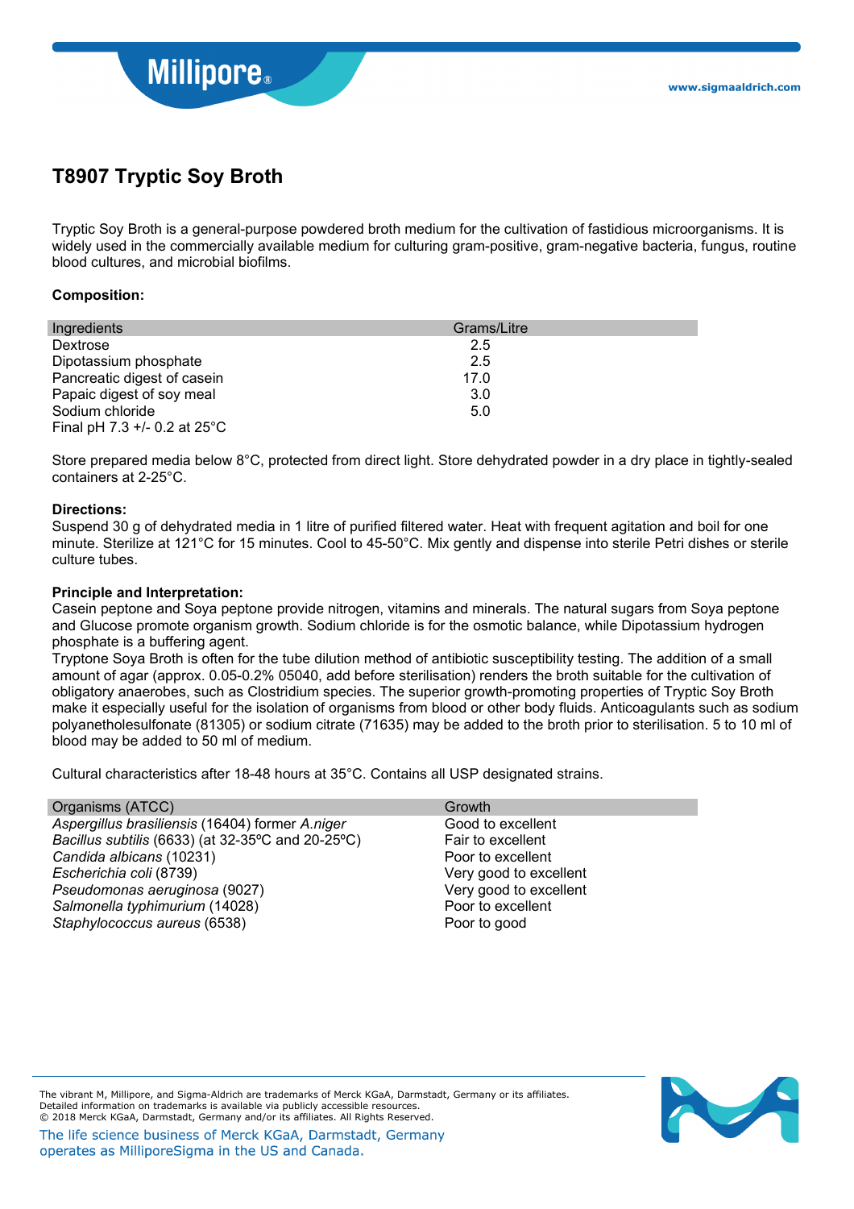# T8907 Tryptic Soy Broth

Tryptic Soy Broth is a general-purpose powdered broth medium for the cultivation of fastidious microorganisms. It is widely used in the commercially available medium for culturing gram-positive, gram-negative bacteria, fungus, routine blood cultures, and microbial biofilms.

**Composition:**

| Ingredients | Grams/Litre |
|---|---|
| Dextrose | 2.5 |
| Dipotassium phosphate | 2.5 |
| Pancreatic digest of casein | 17.0 |
| Papaic digest of soy meal | 3.0 |
| Sodium chloride | 5.0 |
| Final pH 7.3 +/- 0.2 at 25°C | |

Store prepared media below 8°C, protected from direct light. Store dehydrated powder in a dry place in tightly-sealed containers at 2-25°C.

**Directions:**

Suspend 30 g of dehydrated media in 1 litre of purified filtered water. Heat with frequent agitation and boil for one minute. Sterilize at 121°C for 15 minutes. Cool to 45-50°C. Mix gently and dispense into sterile Petri dishes or sterile culture tubes.

**Principle and Interpretation:**

Casein peptone and Soya peptone provide nitrogen, vitamins and minerals. The natural sugars from Soya peptone and Glucose promote organism growth. Sodium chloride is for the osmotic balance, while Dipotassium hydrogen phosphate is a buffering agent.

Tryptone Soya Broth is often for the tube dilution method of antibiotic susceptibility testing. The addition of a small amount of agar (approx. 0.05-0.2% 05040, add before sterilisation) renders the broth suitable for the cultivation of obligatory anaerobes, such as Clostridium species. The superior growth-promoting properties of Tryptic Soy Broth make it especially useful for the isolation of organisms from blood or other body fluids. Anticoagulants such as sodium polyanetholesulfonate (81305) or sodium citrate (71635) may be added to the broth prior to sterilisation. 5 to 10 ml of blood may be added to 50 ml of medium.

Cultural characteristics after 18-48 hours at 35°C. Contains all USP designated strains.

| Organisms (ATCC) | Growth |
|---|---|
| *Aspergillus brasiliensis* (16404) former *A.niger* | Good to excellent |
| *Bacillus subtilis* (6633) (at 32-35ºC and 20-25ºC) | Fair to excellent |
| *Candida albicans* (10231) | Poor to excellent |
| *Escherichia coli* (8739) | Very good to excellent |
| *Pseudomonas aeruginosa* (9027) | Very good to excellent |
| *Salmonella typhimurium* (14028) | Poor to excellent |
| *Staphylococcus aureus* (6538) | Poor to good |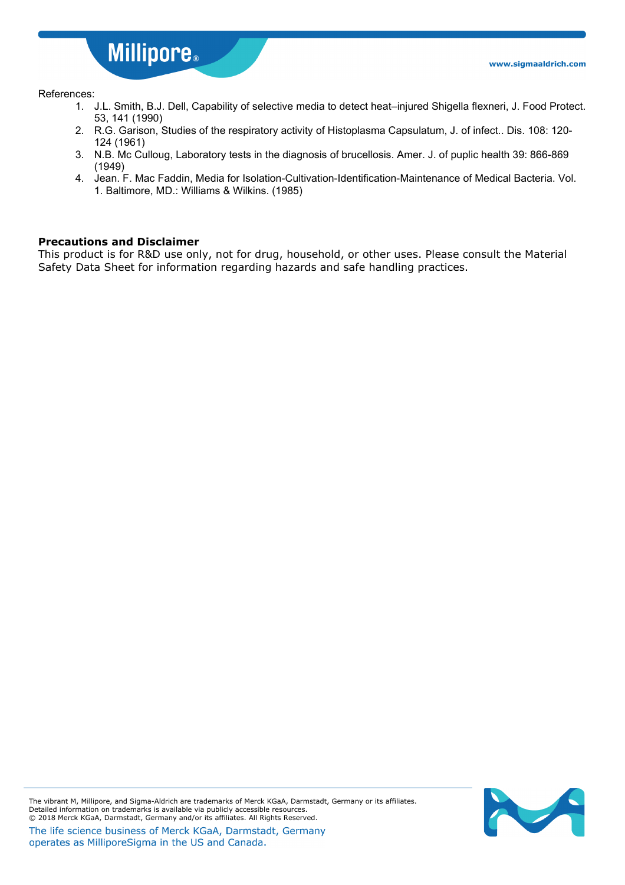References:

1. J.L. Smith, B.J. Dell, Capability of selective media to detect heat–injured Shigella flexneri, J. Food Protect. 53, 141 (1990)
2. R.G. Garison, Studies of the respiratory activity of Histoplasma Capsulatum, J. of infect.. Dis. 108: 120-124 (1961)
3. N.B. Mc Culloug, Laboratory tests in the diagnosis of brucellosis. Amer. J. of puplic health 39: 866-869 (1949)
4. Jean. F. Mac Faddin, Media for Isolation-Cultivation-Identification-Maintenance of Medical Bacteria. Vol. 1. Baltimore, MD.: Williams & Wilkins. (1985)

**Precautions and Disclaimer**

This product is for R&D use only, not for drug, household, or other uses. Please consult the Material Safety Data Sheet for information regarding hazards and safe handling practices.

The vibrant M, Millipore, and Sigma-Aldrich are trademarks of Merck KGaA, Darmstadt, Germany or its affiliates. Detailed information on trademarks is available via publicly accessible resources.
© 2018 Merck KGaA, Darmstadt, Germany and/or its affiliates. All Rights Reserved.

The life science business of Merck KGaA, Darmstadt, Germany operates as MilliporeSigma in the US and Canada.